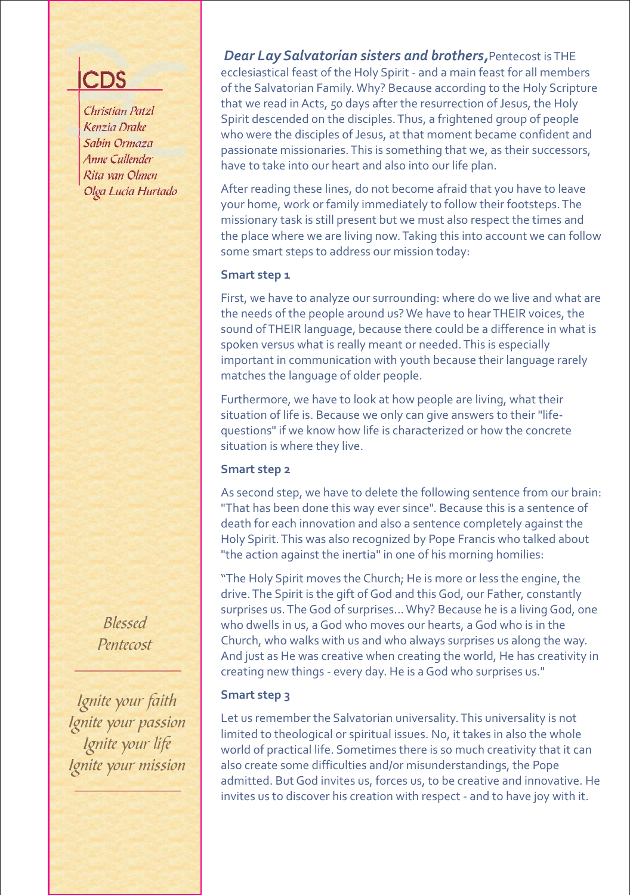ICDS

*Christian Patzl*
*Kenzia Drake*
*Sabin Ormaza*
*Anne Cullender*
*Rita van Olmen*
*Olga Lucia Hurtado*

***Dear Lay Salvatorian sisters and brothers,*** Pentecost is THE ecclesiastical feast of the Holy Spirit - and a main feast for all members of the Salvatorian Family. Why? Because according to the Holy Scripture that we read in Acts, 50 days after the resurrection of Jesus, the Holy Spirit descended on the disciples. Thus, a frightened group of people who were the disciples of Jesus, at that moment became confident and passionate missionaries. This is something that we, as their successors, have to take into our heart and also into our life plan.

After reading these lines, do not become afraid that you have to leave your home, work or family immediately to follow their footsteps. The missionary task is still present but we must also respect the times and the place where we are living now. Taking this into account we can follow some smart steps to address our mission today:

**Smart step 1**

First, we have to analyze our surrounding: where do we live and what are the needs of the people around us? We have to hear THEIR voices, the sound of THEIR language, because there could be a difference in what is spoken versus what is really meant or needed. This is especially important in communication with youth because their language rarely matches the language of older people.

Furthermore, we have to look at how people are living, what their situation of life is. Because we only can give answers to their "life-questions" if we know how life is characterized or how the concrete situation is where they live.

**Smart step 2**

As second step, we have to delete the following sentence from our brain: "That has been done this way ever since". Because this is a sentence of death for each innovation and also a sentence completely against the Holy Spirit. This was also recognized by Pope Francis who talked about "the action against the inertia" in one of his morning homilies:

"The Holy Spirit moves the Church; He is more or less the engine, the drive. The Spirit is the gift of God and this God, our Father, constantly surprises us. The God of surprises... Why? Because he is a living God, one who dwells in us, a God who moves our hearts, a God who is in the Church, who walks with us and who always surprises us along the way. And just as He was creative when creating the world, He has creativity in creating new things - every day. He is a God who surprises us."

**Smart step 3**

Let us remember the Salvatorian universality. This universality is not limited to theological or spiritual issues. No, it takes in also the whole world of practical life. Sometimes there is so much creativity that it can also create some difficulties and/or misunderstandings, the Pope admitted. But God invites us, forces us, to be creative and innovative. He invites us to discover his creation with respect - and to have joy with it.

*Blessed Pentecost*

*Ignite your faith*
*Ignite your passion*
*Ignite your life*
*Ignite your mission*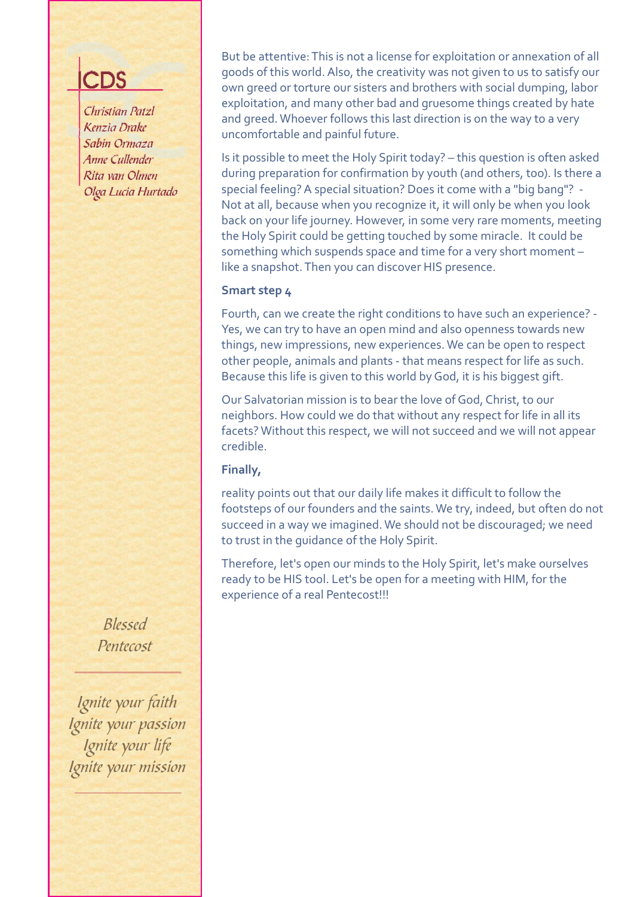ICDS

*Christian Patzl*
*Kenzia Drake*
*Sabin Ormaza*
*Anne Cullender*
*Rita van Olmen*
*Olga Lucia Hurtado*

But be attentive: This is not a license for exploitation or annexation of all goods of this world. Also, the creativity was not given to us to satisfy our own greed or torture our sisters and brothers with social dumping, labor exploitation, and many other bad and gruesome things created by hate and greed. Whoever follows this last direction is on the way to a very uncomfortable and painful future.

Is it possible to meet the Holy Spirit today? – this question is often asked during preparation for confirmation by youth (and others, too). Is there a special feeling? A special situation? Does it come with a "big bang"? - Not at all, because when you recognize it, it will only be when you look back on your life journey. However, in some very rare moments, meeting the Holy Spirit could be getting touched by some miracle. It could be something which suspends space and time for a very short moment – like a snapshot. Then you can discover HIS presence.

**Smart step 4**

Fourth, can we create the right conditions to have such an experience? - Yes, we can try to have an open mind and also openness towards new things, new impressions, new experiences. We can be open to respect other people, animals and plants - that means respect for life as such. Because this life is given to this world by God, it is his biggest gift.

Our Salvatorian mission is to bear the love of God, Christ, to our neighbors. How could we do that without any respect for life in all its facets? Without this respect, we will not succeed and we will not appear credible.

**Finally,**

reality points out that our daily life makes it difficult to follow the footsteps of our founders and the saints. We try, indeed, but often do not succeed in a way we imagined. We should not be discouraged; we need to trust in the guidance of the Holy Spirit.

Therefore, let's open our minds to the Holy Spirit, let's make ourselves ready to be HIS tool. Let's be open for a meeting with HIM, for the experience of a real Pentecost!!!

*Blessed Pentecost*

*Ignite your faith*
*Ignite your passion*
*Ignite your life*
*Ignite your mission*